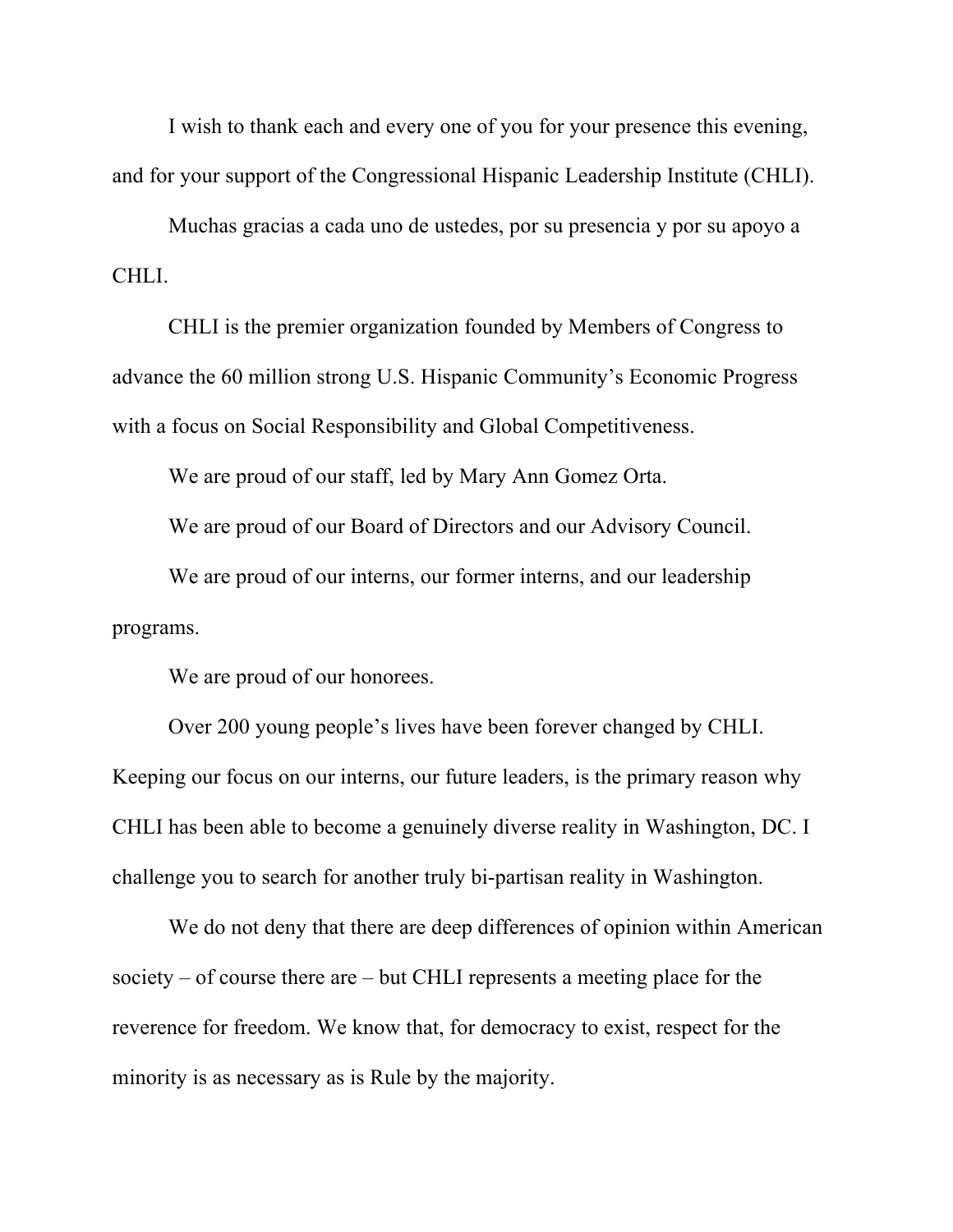I wish to thank each and every one of you for your presence this evening, and for your support of the Congressional Hispanic Leadership Institute (CHLI).

Muchas gracias a cada uno de ustedes, por su presencia y por su apoyo a CHLI.

CHLI is the premier organization founded by Members of Congress to advance the 60 million strong U.S. Hispanic Community's Economic Progress with a focus on Social Responsibility and Global Competitiveness.

We are proud of our staff, led by Mary Ann Gomez Orta.

We are proud of our Board of Directors and our Advisory Council.

We are proud of our interns, our former interns, and our leadership programs.

We are proud of our honorees.

Over 200 young people's lives have been forever changed by CHLI. Keeping our focus on our interns, our future leaders, is the primary reason why CHLI has been able to become a genuinely diverse reality in Washington, DC. I challenge you to search for another truly bi-partisan reality in Washington.

We do not deny that there are deep differences of opinion within American society – of course there are – but CHLI represents a meeting place for the reverence for freedom. We know that, for democracy to exist, respect for the minority is as necessary as is Rule by the majority.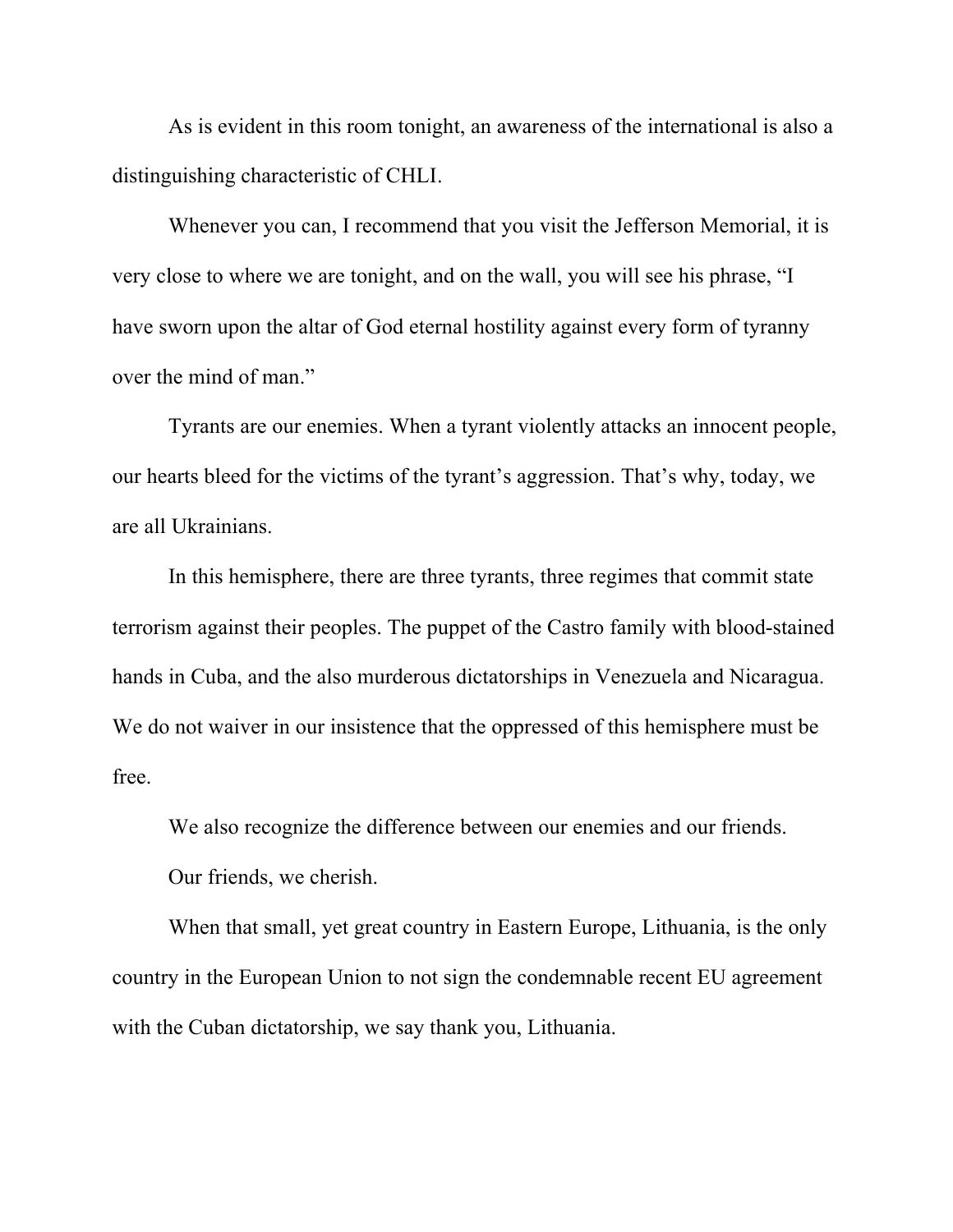As is evident in this room tonight, an awareness of the international is also a distinguishing characteristic of CHLI.

Whenever you can, I recommend that you visit the Jefferson Memorial, it is very close to where we are tonight, and on the wall, you will see his phrase, "I have sworn upon the altar of God eternal hostility against every form of tyranny over the mind of man."

Tyrants are our enemies. When a tyrant violently attacks an innocent people, our hearts bleed for the victims of the tyrant's aggression. That's why, today, we are all Ukrainians.

In this hemisphere, there are three tyrants, three regimes that commit state terrorism against their peoples. The puppet of the Castro family with blood-stained hands in Cuba, and the also murderous dictatorships in Venezuela and Nicaragua. We do not waiver in our insistence that the oppressed of this hemisphere must be free.

We also recognize the difference between our enemies and our friends.

Our friends, we cherish.

When that small, yet great country in Eastern Europe, Lithuania, is the only country in the European Union to not sign the condemnable recent EU agreement with the Cuban dictatorship, we say thank you, Lithuania.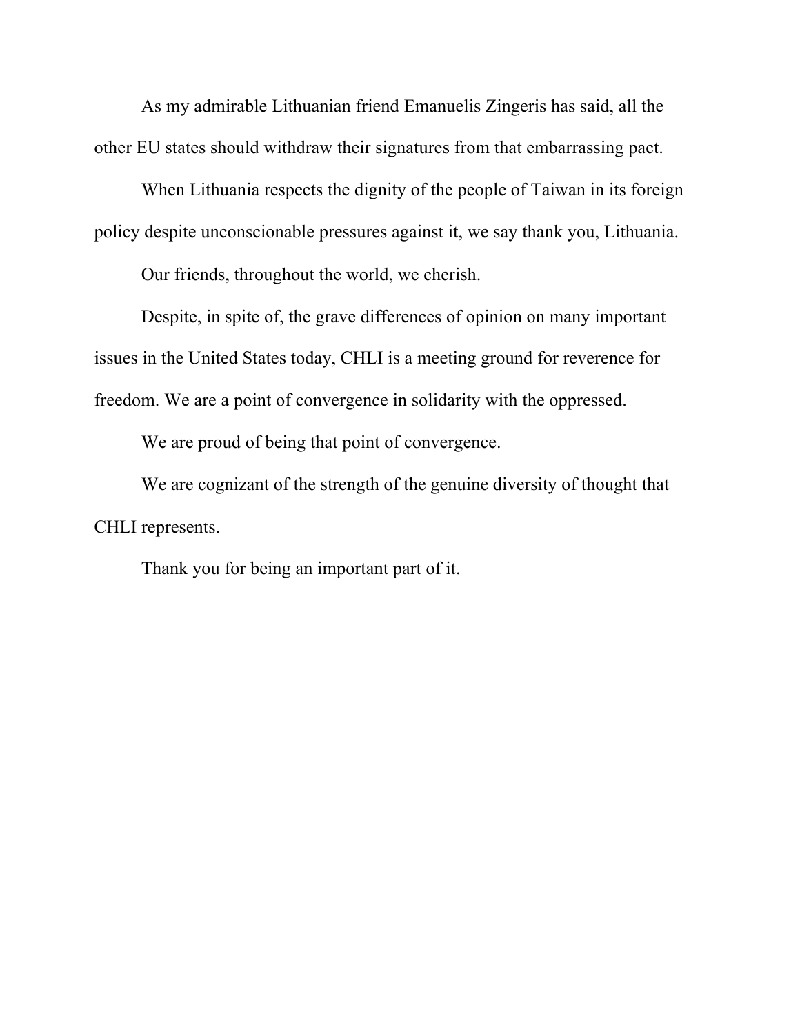As my admirable Lithuanian friend Emanuelis Zingeris has said, all the other EU states should withdraw their signatures from that embarrassing pact.

When Lithuania respects the dignity of the people of Taiwan in its foreign policy despite unconscionable pressures against it, we say thank you, Lithuania.

Our friends, throughout the world, we cherish.

Despite, in spite of, the grave differences of opinion on many important issues in the United States today, CHLI is a meeting ground for reverence for freedom. We are a point of convergence in solidarity with the oppressed.

We are proud of being that point of convergence.

We are cognizant of the strength of the genuine diversity of thought that CHLI represents.

Thank you for being an important part of it.